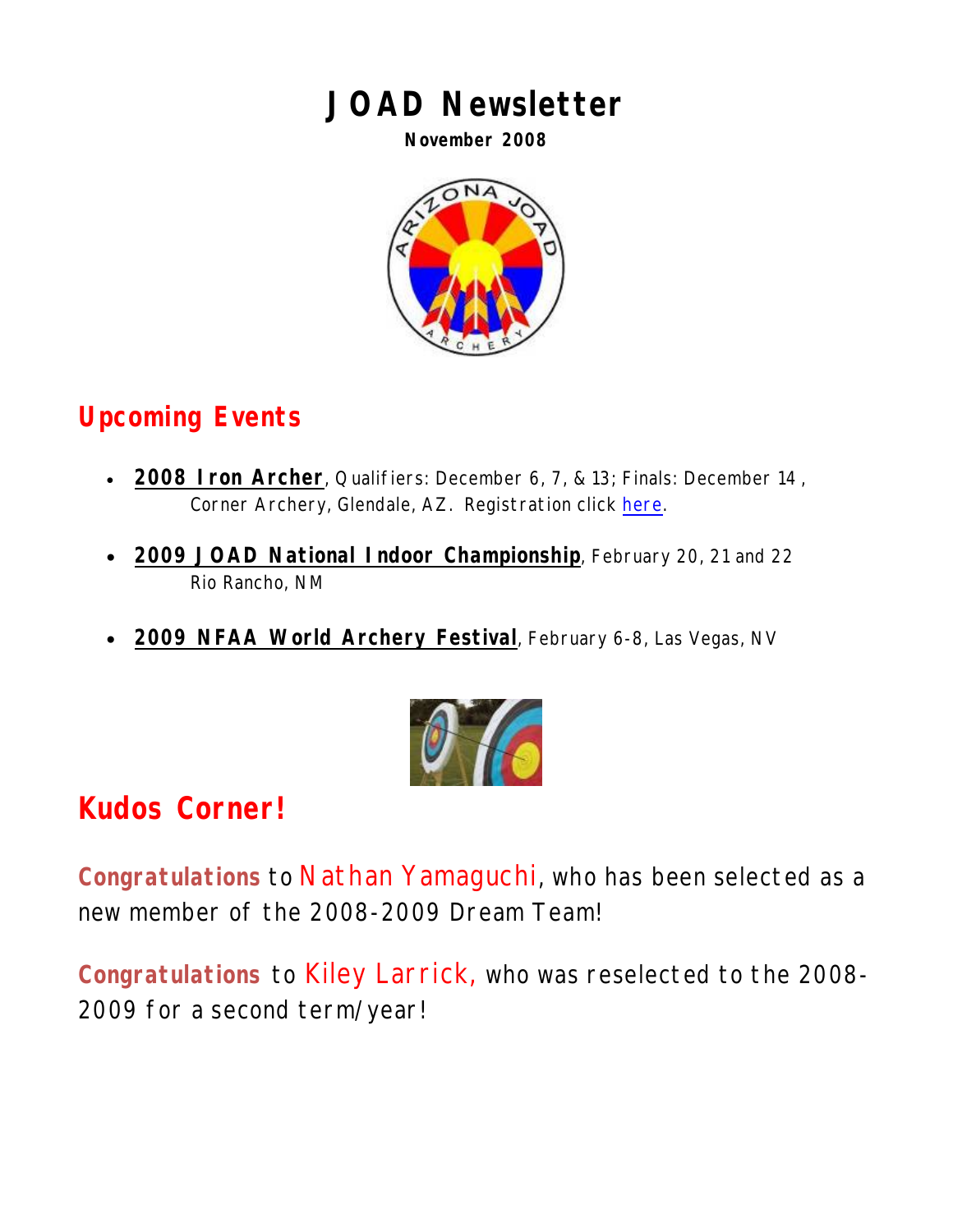# JOAD Newsletter

**November 2008**

## Upcoming Events

- **2008 Iron Archer**, Qualifiers: December 6, 7, & 13; Finals: December 14, Corner Archery, Glendale, AZ. Registration click here.
- **2009 JOAD National Indoor Championship**, February 20, 21 and 22 Rio Rancho, NM
- **2009 NFAA World Archery Festival**, February 6-8, Las Vegas, NV

## Kudos Corner!

**Congratulations** to Nathan Yamaguchi, who has been selected as a new member of the 2008-2009 Dream Team!

**Congratulations** to Kiley Larrick, who was reselected to the 2008-2009 for a second term/year!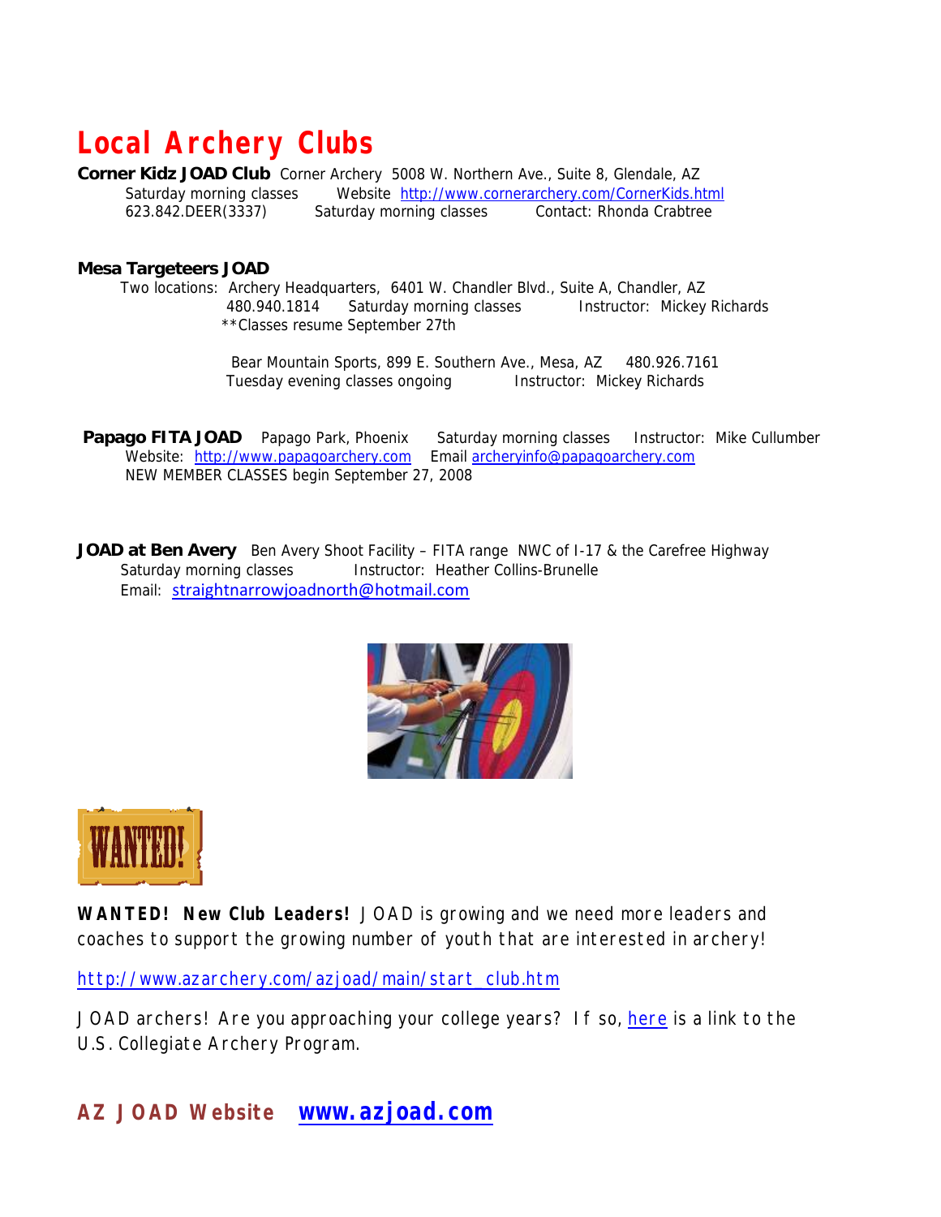# Local Archery Clubs

**Corner Kidz JOAD Club** Corner Archery 5008 W. Northern Ave., Suite 8, Glendale, AZ
Saturday morning classes Website http://www.cornerarchery.com/CornerKids.html
623.842.DEER(3337) Saturday morning classes Contact: Rhonda Crabtree

**Mesa Targeteers JOAD**
Two locations: Archery Headquarters, 6401 W. Chandler Blvd., Suite A, Chandler, AZ
480.940.1814 Saturday morning classes Instructor: Mickey Richards
**Classes resume September 27th

Bear Mountain Sports, 899 E. Southern Ave., Mesa, AZ 480.926.7161
Tuesday evening classes ongoing Instructor: Mickey Richards

**Papago FITA JOAD** Papago Park, Phoenix Saturday morning classes Instructor: Mike Cullumber
Website: http://www.papagoarchery.com Email archeryinfo@papagoarchery.com
NEW MEMBER CLASSES begin September 27, 2008

**JOAD at Ben Avery** Ben Avery Shoot Facility – FITA range NWC of I-17 & the Carefree Highway
Saturday morning classes Instructor: Heather Collins-Brunelle
Email: straightnarrowjoadnorth@hotmail.com

**WANTED! New Club Leaders!** JOAD is growing and we need more leaders and coaches to support the growing number of youth that are interested in archery!

http://www.azarchery.com/azjoad/main/start_club.htm

JOAD archers! Are you approaching your college years? If so, here is a link to the U.S. Collegiate Archery Program.

## AZ JOAD Website www.azjoad.com